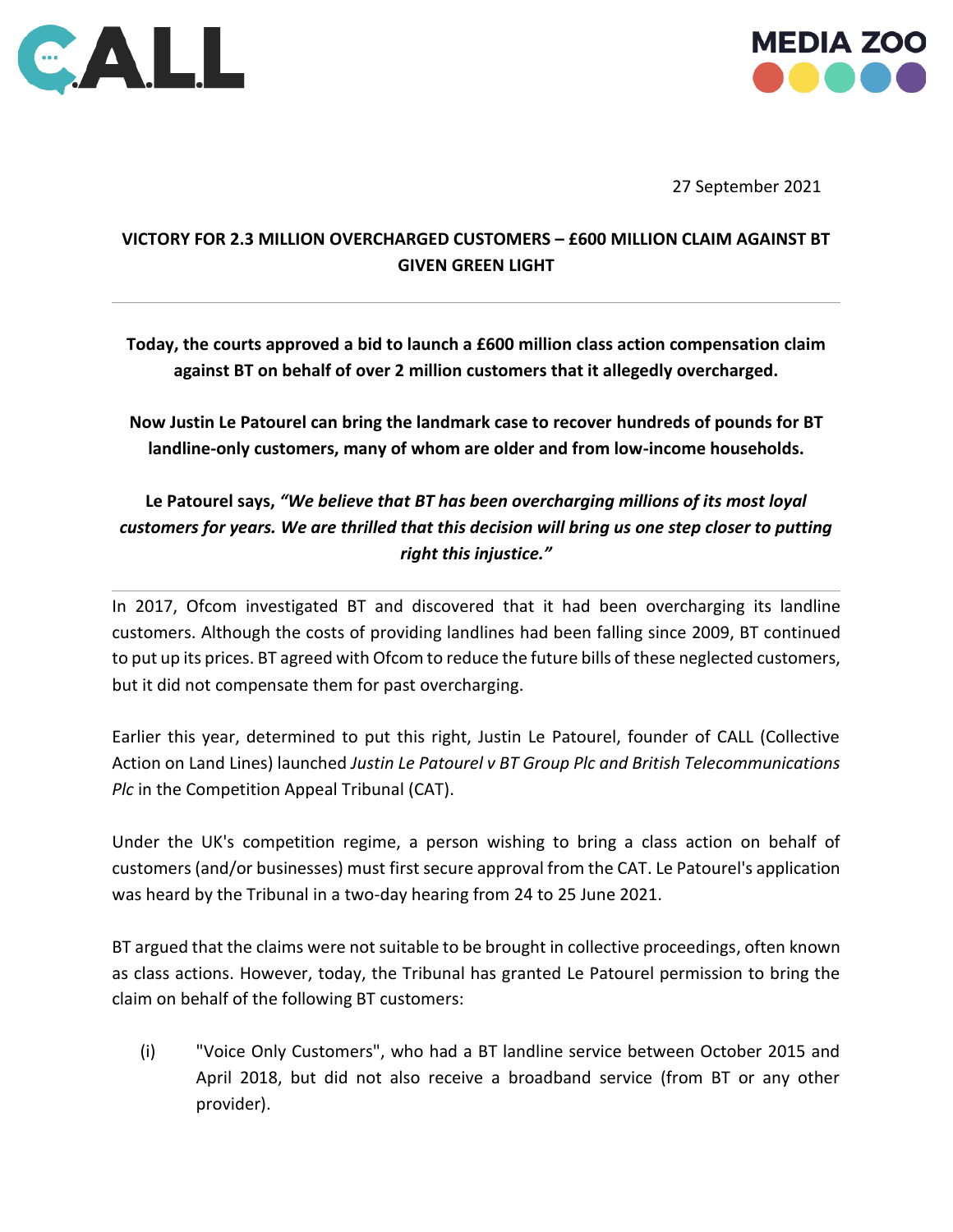27 September 2021

**VICTORY FOR 2.3 MILLION OVERCHARGED CUSTOMERS – £600 MILLION CLAIM AGAINST BT GIVEN GREEN LIGHT**

---

**Today, the courts approved a bid to launch a £600 million class action compensation claim against BT on behalf of over 2 million customers that it allegedly overcharged.**

**Now Justin Le Patourel can bring the landmark case to recover hundreds of pounds for BT landline-only customers, many of whom are older and from low-income households.**

**Le Patourel says, *"We believe that BT has been overcharging millions of its most loyal customers for years. We are thrilled that this decision will bring us one step closer to putting right this injustice."***

---

In 2017, Ofcom investigated BT and discovered that it had been overcharging its landline customers. Although the costs of providing landlines had been falling since 2009, BT continued to put up its prices. BT agreed with Ofcom to reduce the future bills of these neglected customers, but it did not compensate them for past overcharging.

Earlier this year, determined to put this right, Justin Le Patourel, founder of CALL (Collective Action on Land Lines) launched *Justin Le Patourel v BT Group Plc and British Telecommunications Plc* in the Competition Appeal Tribunal (CAT).

Under the UK's competition regime, a person wishing to bring a class action on behalf of customers (and/or businesses) must first secure approval from the CAT. Le Patourel's application was heard by the Tribunal in a two-day hearing from 24 to 25 June 2021.

BT argued that the claims were not suitable to be brought in collective proceedings, often known as class actions. However, today, the Tribunal has granted Le Patourel permission to bring the claim on behalf of the following BT customers:

(i) "Voice Only Customers", who had a BT landline service between October 2015 and April 2018, but did not also receive a broadband service (from BT or any other provider).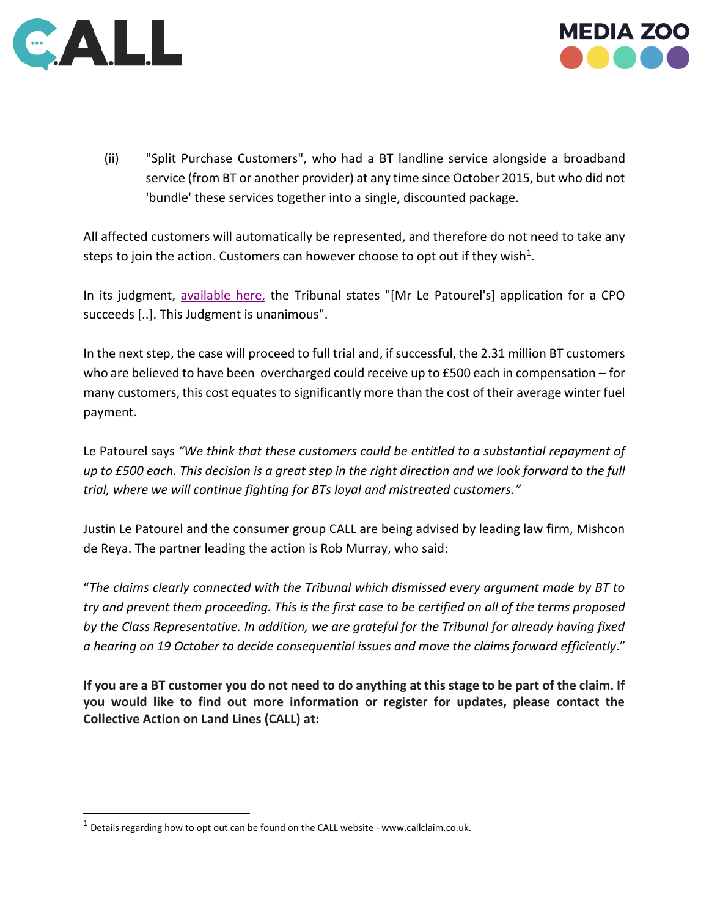(ii) "Split Purchase Customers", who had a BT landline service alongside a broadband service (from BT or another provider) at any time since October 2015, but who did not 'bundle' these services together into a single, discounted package.

All affected customers will automatically be represented, and therefore do not need to take any steps to join the action. Customers can however choose to opt out if they wish[1].

In its judgment, available here, the Tribunal states "[Mr Le Patourel's] application for a CPO succeeds [..]. This Judgment is unanimous".

In the next step, the case will proceed to full trial and, if successful, the 2.31 million BT customers who are believed to have been overcharged could receive up to £500 each in compensation – for many customers, this cost equates to significantly more than the cost of their average winter fuel payment.

Le Patourel says *"We think that these customers could be entitled to a substantial repayment of up to £500 each. This decision is a great step in the right direction and we look forward to the full trial, where we will continue fighting for BTs loyal and mistreated customers."*

Justin Le Patourel and the consumer group CALL are being advised by leading law firm, Mishcon de Reya. The partner leading the action is Rob Murray, who said:

"*The claims clearly connected with the Tribunal which dismissed every argument made by BT to try and prevent them proceeding. This is the first case to be certified on all of the terms proposed by the Class Representative. In addition, we are grateful for the Tribunal for already having fixed a hearing on 19 October to decide consequential issues and move the claims forward efficiently*."

**If you are a BT customer you do not need to do anything at this stage to be part of the claim. If you would like to find out more information or register for updates, please contact the Collective Action on Land Lines (CALL) at:**

[1] Details regarding how to opt out can be found on the CALL website - www.callclaim.co.uk.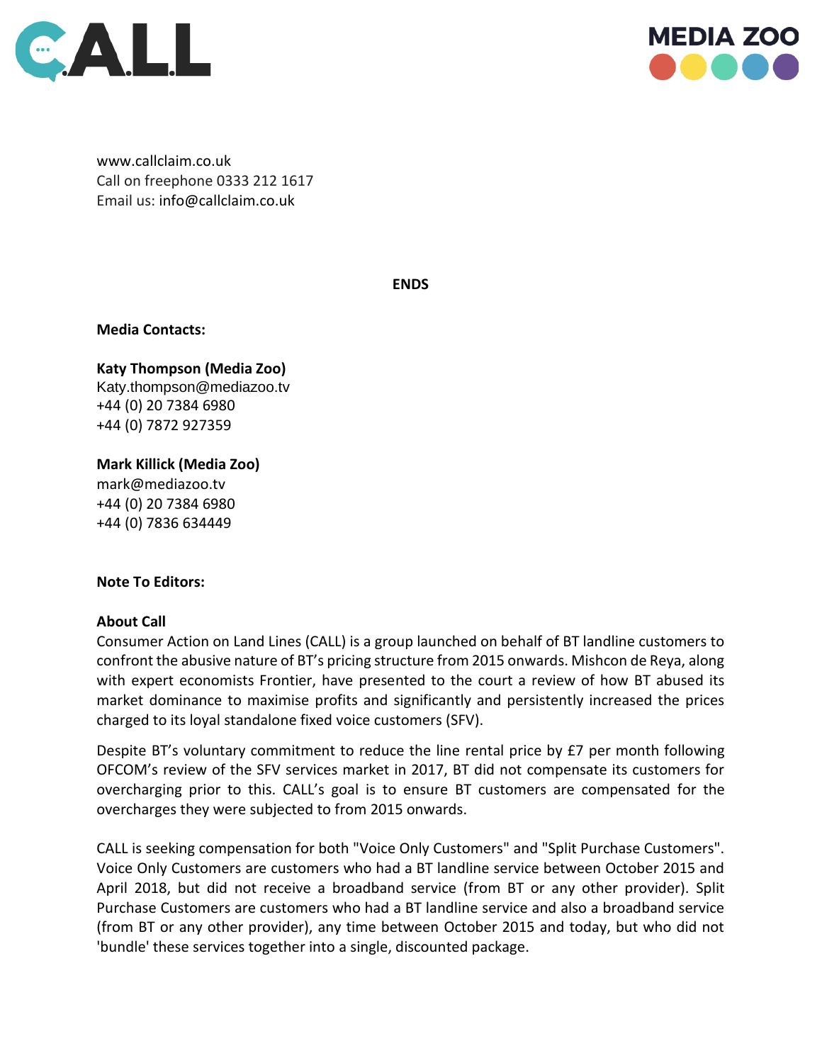www.callclaim.co.uk
Call on freephone 0333 212 1617
Email us: info@callclaim.co.uk

**ENDS**

**Media Contacts:**

**Katy Thompson (Media Zoo)**
Katy.thompson@mediazoo.tv
+44 (0) 20 7384 6980
+44 (0) 7872 927359

**Mark Killick (Media Zoo)**
mark@mediazoo.tv
+44 (0) 20 7384 6980
+44 (0) 7836 634449

**Note To Editors:**

**About Call**

Consumer Action on Land Lines (CALL) is a group launched on behalf of BT landline customers to confront the abusive nature of BT's pricing structure from 2015 onwards. Mishcon de Reya, along with expert economists Frontier, have presented to the court a review of how BT abused its market dominance to maximise profits and significantly and persistently increased the prices charged to its loyal standalone fixed voice customers (SFV).

Despite BT's voluntary commitment to reduce the line rental price by £7 per month following OFCOM's review of the SFV services market in 2017, BT did not compensate its customers for overcharging prior to this. CALL's goal is to ensure BT customers are compensated for the overcharges they were subjected to from 2015 onwards.

CALL is seeking compensation for both "Voice Only Customers" and "Split Purchase Customers". Voice Only Customers are customers who had a BT landline service between October 2015 and April 2018, but did not receive a broadband service (from BT or any other provider). Split Purchase Customers are customers who had a BT landline service and also a broadband service (from BT or any other provider), any time between October 2015 and today, but who did not 'bundle' these services together into a single, discounted package.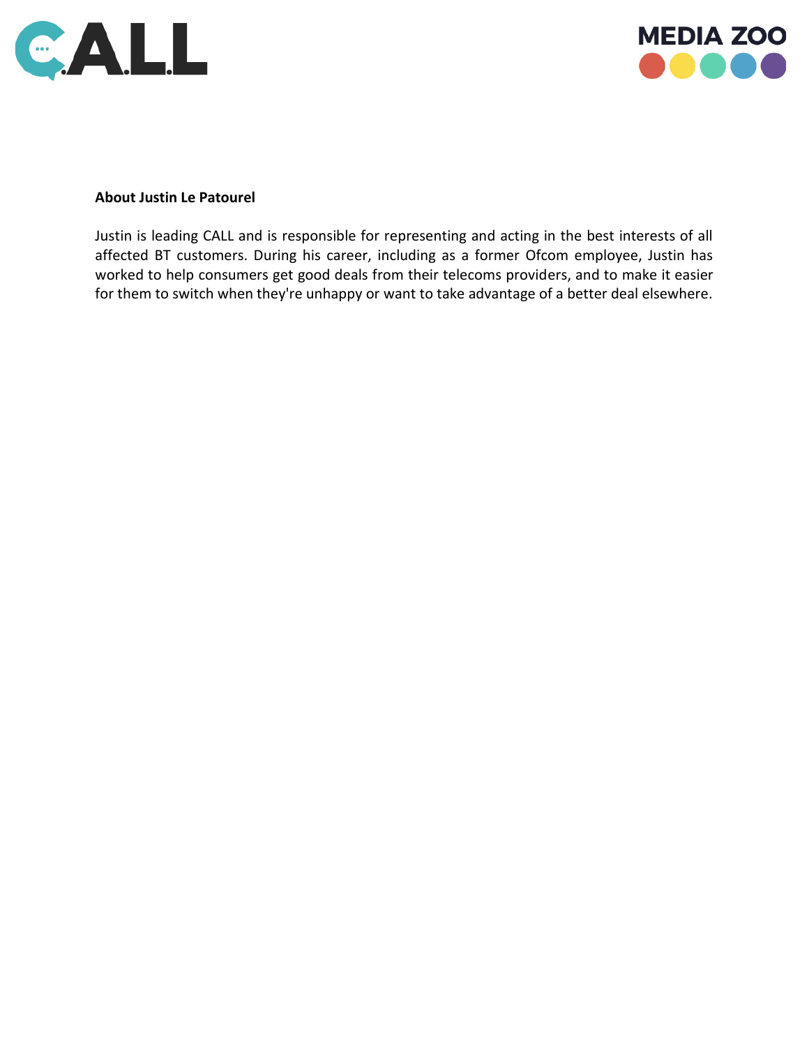**About Justin Le Patourel**

Justin is leading CALL and is responsible for representing and acting in the best interests of all affected BT customers. During his career, including as a former Ofcom employee, Justin has worked to help consumers get good deals from their telecoms providers, and to make it easier for them to switch when they're unhappy or want to take advantage of a better deal elsewhere.